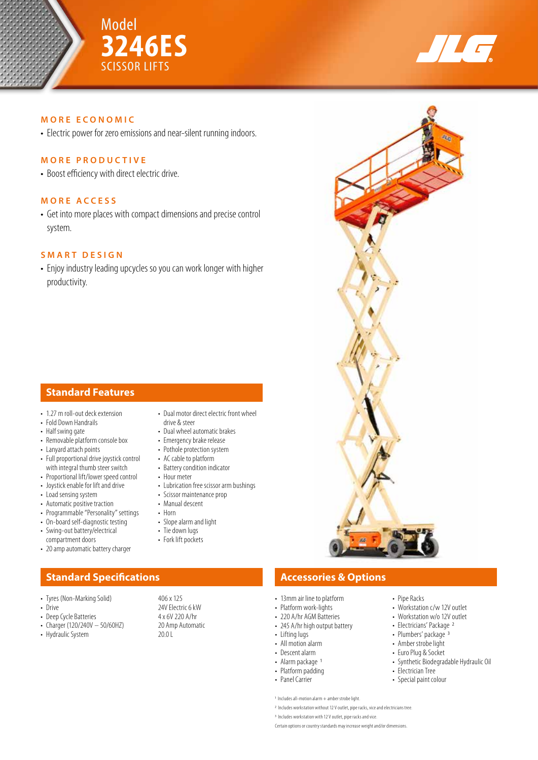# Model 3246ES SCISSOR LIFTS

## MORE ECONOMIC

- Electric power for zero emissions and near-silent running indoors.

## MORE PRODUCTIVE

- Boost efficiency with direct electric drive.

## MORE ACCESS

- Get into more places with compact dimensions and precise control system.

## SMART DESIGN

- Enjoy industry leading upcycles so you can work longer with higher productivity.

## Standard Features

- 1.27 m roll-out deck extension
- Fold Down Handrails
- Half swing gate
- Removable platform console box
- Lanyard attach points
- Full proportional drive joystick control with integral thumb steer switch
- Proportional lift/lower speed control
- Joystick enable for lift and drive
- Load sensing system
- Automatic positive traction
- Programmable "Personality" settings
- On-board self-diagnostic testing
- Swing-out battery/electrical compartment doors
- 20 amp automatic battery charger
- Dual motor direct electric front wheel drive & steer
- Dual wheel automatic brakes
- Emergency brake release
- Pothole protection system
- AC cable to platform
- Battery condition indicator
- Hour meter
- Lubrication free scissor arm bushings
- Scissor maintenance prop
- Manual descent
- Horn
- Slope alarm and light
- Tie down lugs
- Fork lift pockets

## Standard Specifications

| Specification | Value |
|---|---|
| Tyres (Non-Marking Solid) | 406 x 125 |
| Drive | 24V Electric 6 kW |
| Deep Cycle Batteries | 4 x 6V 220 A/hr |
| Charger (120/240V – 50/60HZ) | 20 Amp Automatic |
| Hydraulic System | 20.0 L |

## Accessories & Options

- 13mm air line to platform
- Platform work-lights
- 220 A/hr AGM Batteries
- 245 A/hr high output battery
- Lifting lugs
- All motion alarm
- Descent alarm
- Alarm package [1]
- Platform padding
- Panel Carrier
- Pipe Racks
- Workstation c/w 12V outlet
- Workstation w/o 12V outlet
- Electricians' Package [2]
- Plumbers' package [3]
- Amber strobe light
- Euro Plug & Socket
- Synthetic Biodegradable Hydraulic Oil
- Electrician Tree
- Special paint colour

[1] Includes all-motion alarm + amber strobe light.

[2] Includes workstation without 12 V outlet, pipe racks, vice and electricians tree.

[3] Includes workstation with 12 V outlet, pipe racks and vice.

Certain options or country standards may increase weight and/or dimensions.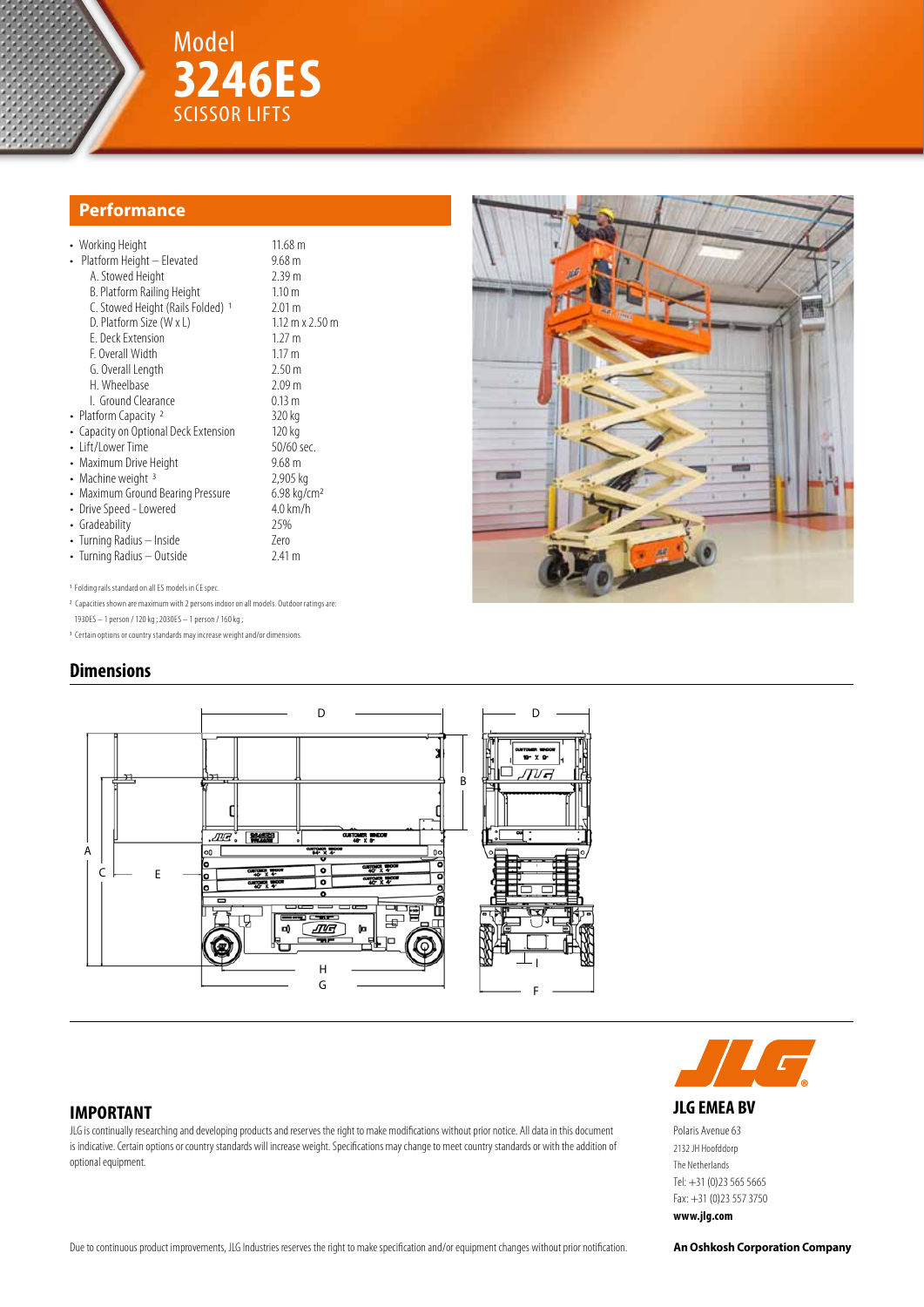# Model
# 3246ES
SCISSOR LIFTS

## Performance

| | |
|---|---|
| • Working Height | 11.68 m |
| • Platform Height – Elevated | 9.68 m |
| A. Stowed Height | 2.39 m |
| B. Platform Railing Height | 1.10 m |
| C. Stowed Height (Rails Folded) [1] | 2.01 m |
| D. Platform Size (W x L) | 1.12 m x 2.50 m |
| E. Deck Extension | 1.27 m |
| F. Overall Width | 1.17 m |
| G. Overall Length | 2.50 m |
| H. Wheelbase | 2.09 m |
| I. Ground Clearance | 0.13 m |
| • Platform Capacity [2] | 320 kg |
| • Capacity on Optional Deck Extension | 120 kg |
| • Lift/Lower Time | 50/60 sec. |
| • Maximum Drive Height | 9.68 m |
| • Machine weight [3] | 2,905 kg |
| • Maximum Ground Bearing Pressure | 6.98 kg/cm² |
| • Drive Speed - Lowered | 4.0 km/h |
| • Gradeability | 25% |
| • Turning Radius – Inside | Zero |
| • Turning Radius – Outside | 2.41 m |

[1] Folding rails standard on all ES models in CE spec.

[2] Capacities shown are maximum with 2 persons indoor on all models. Outdoor ratings are: 1930ES – 1 person / 120 kg ; 2030ES – 1 person / 160 kg ;

[3] Certain options or country standards may increase weight and/or dimensions.

## Dimensions

D
B
A
C
E
H
G
D
I
F

## IMPORTANT

JLG is continually researching and developing products and reserves the right to make modifications without prior notice. All data in this document is indicative. Certain options or country standards will increase weight. Specifications may change to meet country standards or with the addition of optional equipment.

**JLG EMEA BV**
Polaris Avenue 63
2132 JH Hoofddorp
The Netherlands
Tel: +31 (0)23 565 5665
Fax: +31 (0)23 557 3750
**www.jlg.com**

Due to continuous product improvements, JLG Industries reserves the right to make specification and/or equipment changes without prior notification.

**An Oshkosh Corporation Company**